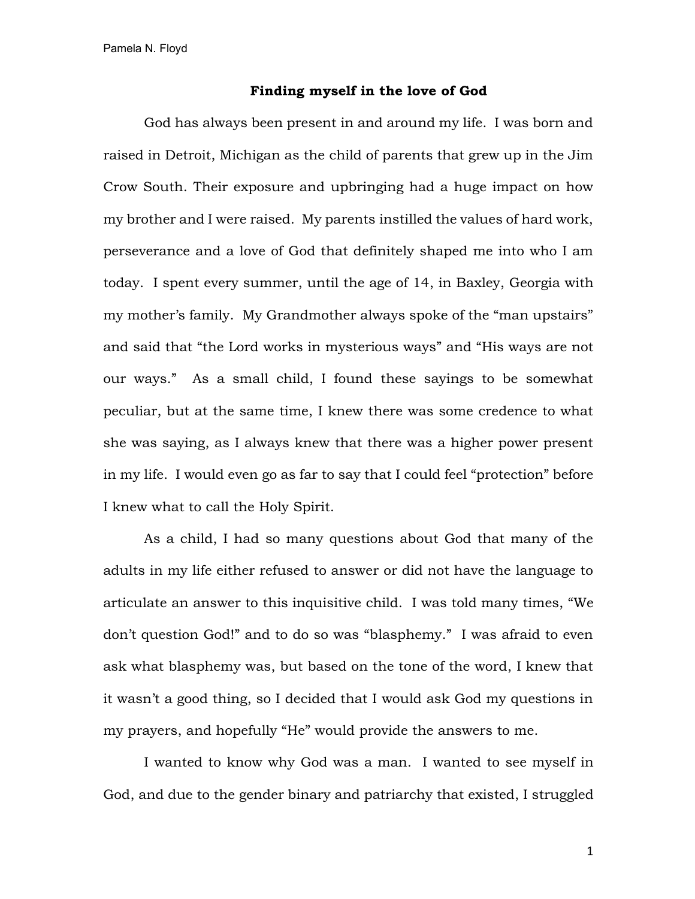# Finding myself in the love of God

God has always been present in and around my life. I was born and raised in Detroit, Michigan as the child of parents that grew up in the Jim Crow South. Their exposure and upbringing had a huge impact on how my brother and I were raised. My parents instilled the values of hard work, perseverance and a love of God that definitely shaped me into who I am today. I spent every summer, until the age of 14, in Baxley, Georgia with my mother's family. My Grandmother always spoke of the "man upstairs" and said that "the Lord works in mysterious ways" and "His ways are not our ways." As a small child, I found these sayings to be somewhat peculiar, but at the same time, I knew there was some credence to what she was saying, as I always knew that there was a higher power present in my life. I would even go as far to say that I could feel "protection" before I knew what to call the Holy Spirit.

As a child, I had so many questions about God that many of the adults in my life either refused to answer or did not have the language to articulate an answer to this inquisitive child. I was told many times, "We don't question God!" and to do so was "blasphemy." I was afraid to even ask what blasphemy was, but based on the tone of the word, I knew that it wasn't a good thing, so I decided that I would ask God my questions in my prayers, and hopefully "He" would provide the answers to me.

I wanted to know why God was a man. I wanted to see myself in God, and due to the gender binary and patriarchy that existed, I struggled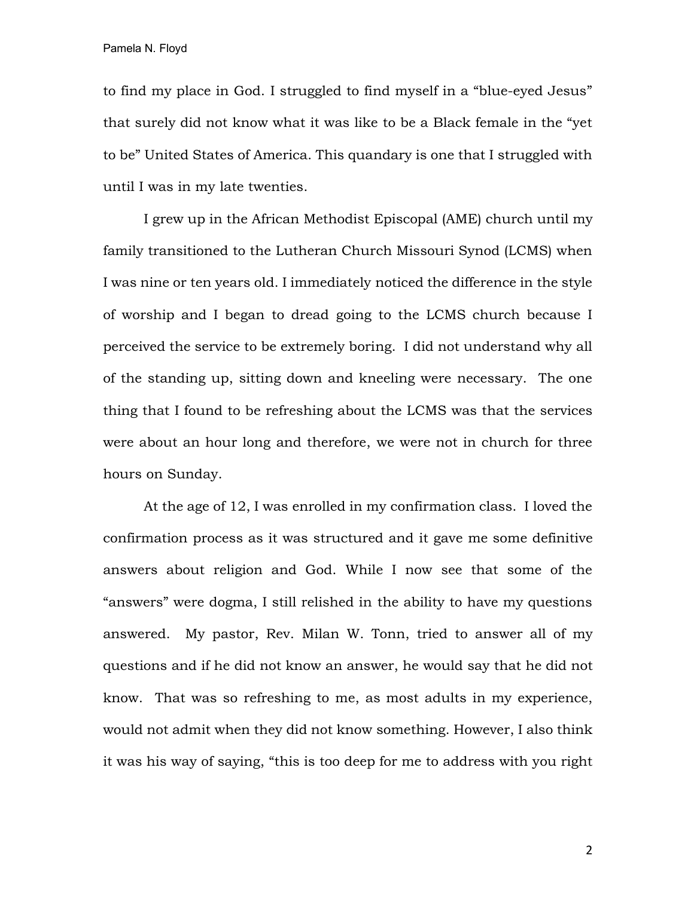to find my place in God. I struggled to find myself in a “blue-eyed Jesus” that surely did not know what it was like to be a Black female in the “yet to be” United States of America. This quandary is one that I struggled with until I was in my late twenties.

I grew up in the African Methodist Episcopal (AME) church until my family transitioned to the Lutheran Church Missouri Synod (LCMS) when I was nine or ten years old. I immediately noticed the difference in the style of worship and I began to dread going to the LCMS church because I perceived the service to be extremely boring. I did not understand why all of the standing up, sitting down and kneeling were necessary. The one thing that I found to be refreshing about the LCMS was that the services were about an hour long and therefore, we were not in church for three hours on Sunday.

At the age of 12, I was enrolled in my confirmation class. I loved the confirmation process as it was structured and it gave me some definitive answers about religion and God. While I now see that some of the “answers” were dogma, I still relished in the ability to have my questions answered. My pastor, Rev. Milan W. Tonn, tried to answer all of my questions and if he did not know an answer, he would say that he did not know. That was so refreshing to me, as most adults in my experience, would not admit when they did not know something. However, I also think it was his way of saying, “this is too deep for me to address with you right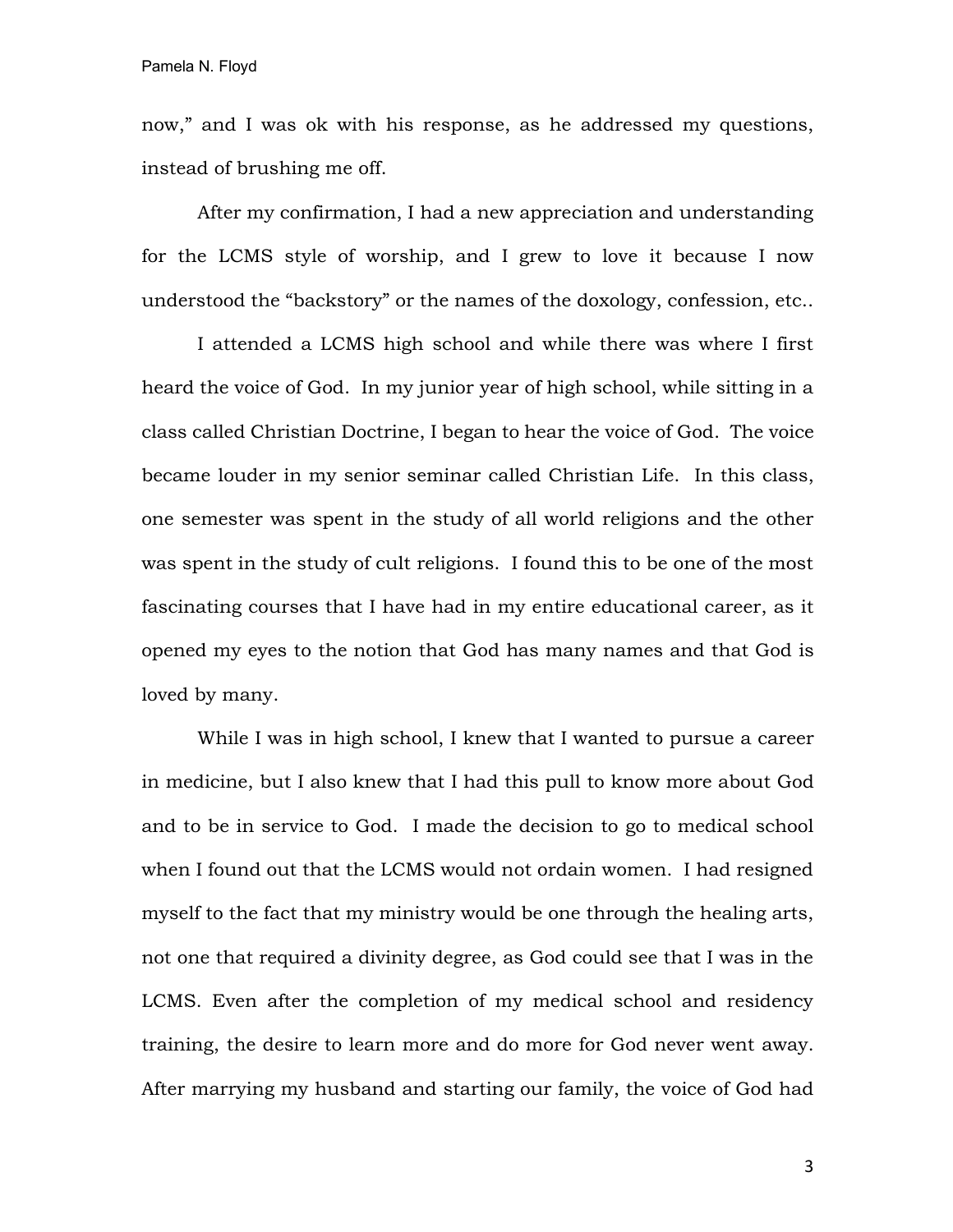now," and I was ok with his response, as he addressed my questions, instead of brushing me off.

After my confirmation, I had a new appreciation and understanding for the LCMS style of worship, and I grew to love it because I now understood the "backstory" or the names of the doxology, confession, etc..

I attended a LCMS high school and while there was where I first heard the voice of God. In my junior year of high school, while sitting in a class called Christian Doctrine, I began to hear the voice of God. The voice became louder in my senior seminar called Christian Life. In this class, one semester was spent in the study of all world religions and the other was spent in the study of cult religions. I found this to be one of the most fascinating courses that I have had in my entire educational career, as it opened my eyes to the notion that God has many names and that God is loved by many.

While I was in high school, I knew that I wanted to pursue a career in medicine, but I also knew that I had this pull to know more about God and to be in service to God. I made the decision to go to medical school when I found out that the LCMS would not ordain women. I had resigned myself to the fact that my ministry would be one through the healing arts, not one that required a divinity degree, as God could see that I was in the LCMS. Even after the completion of my medical school and residency training, the desire to learn more and do more for God never went away. After marrying my husband and starting our family, the voice of God had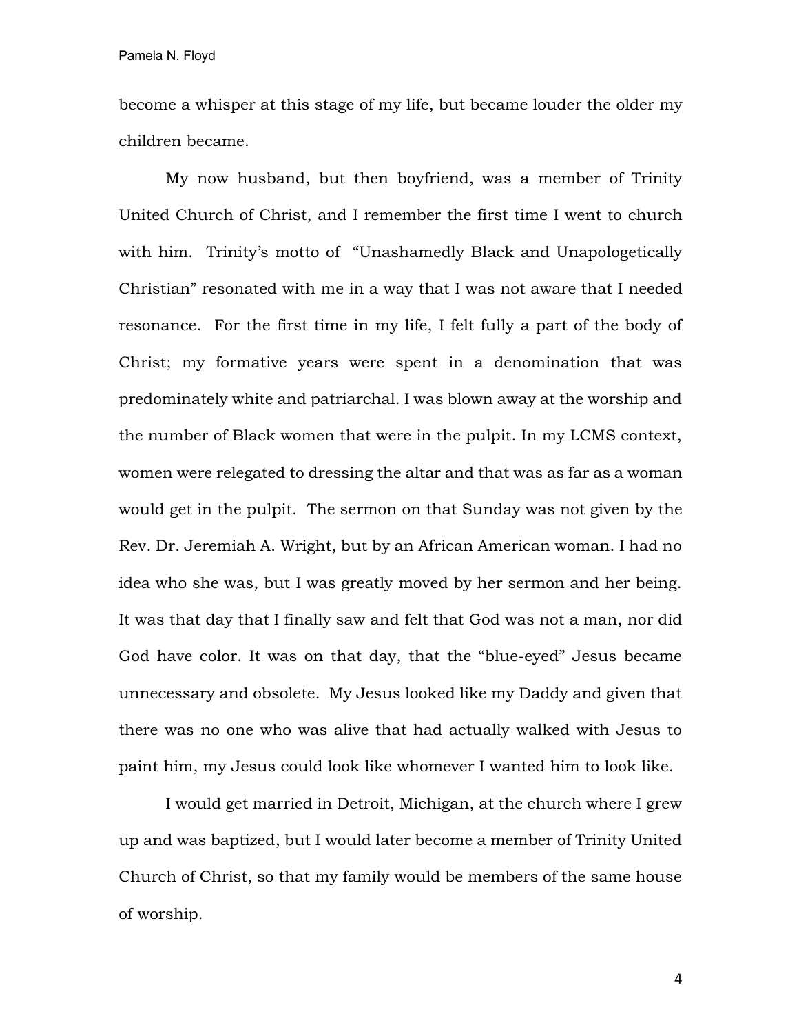become a whisper at this stage of my life, but became louder the older my children became.

My now husband, but then boyfriend, was a member of Trinity United Church of Christ, and I remember the first time I went to church with him. Trinity's motto of "Unashamedly Black and Unapologetically Christian" resonated with me in a way that I was not aware that I needed resonance. For the first time in my life, I felt fully a part of the body of Christ; my formative years were spent in a denomination that was predominately white and patriarchal. I was blown away at the worship and the number of Black women that were in the pulpit. In my LCMS context, women were relegated to dressing the altar and that was as far as a woman would get in the pulpit. The sermon on that Sunday was not given by the Rev. Dr. Jeremiah A. Wright, but by an African American woman. I had no idea who she was, but I was greatly moved by her sermon and her being. It was that day that I finally saw and felt that God was not a man, nor did God have color. It was on that day, that the "blue-eyed" Jesus became unnecessary and obsolete. My Jesus looked like my Daddy and given that there was no one who was alive that had actually walked with Jesus to paint him, my Jesus could look like whomever I wanted him to look like.

I would get married in Detroit, Michigan, at the church where I grew up and was baptized, but I would later become a member of Trinity United Church of Christ, so that my family would be members of the same house of worship.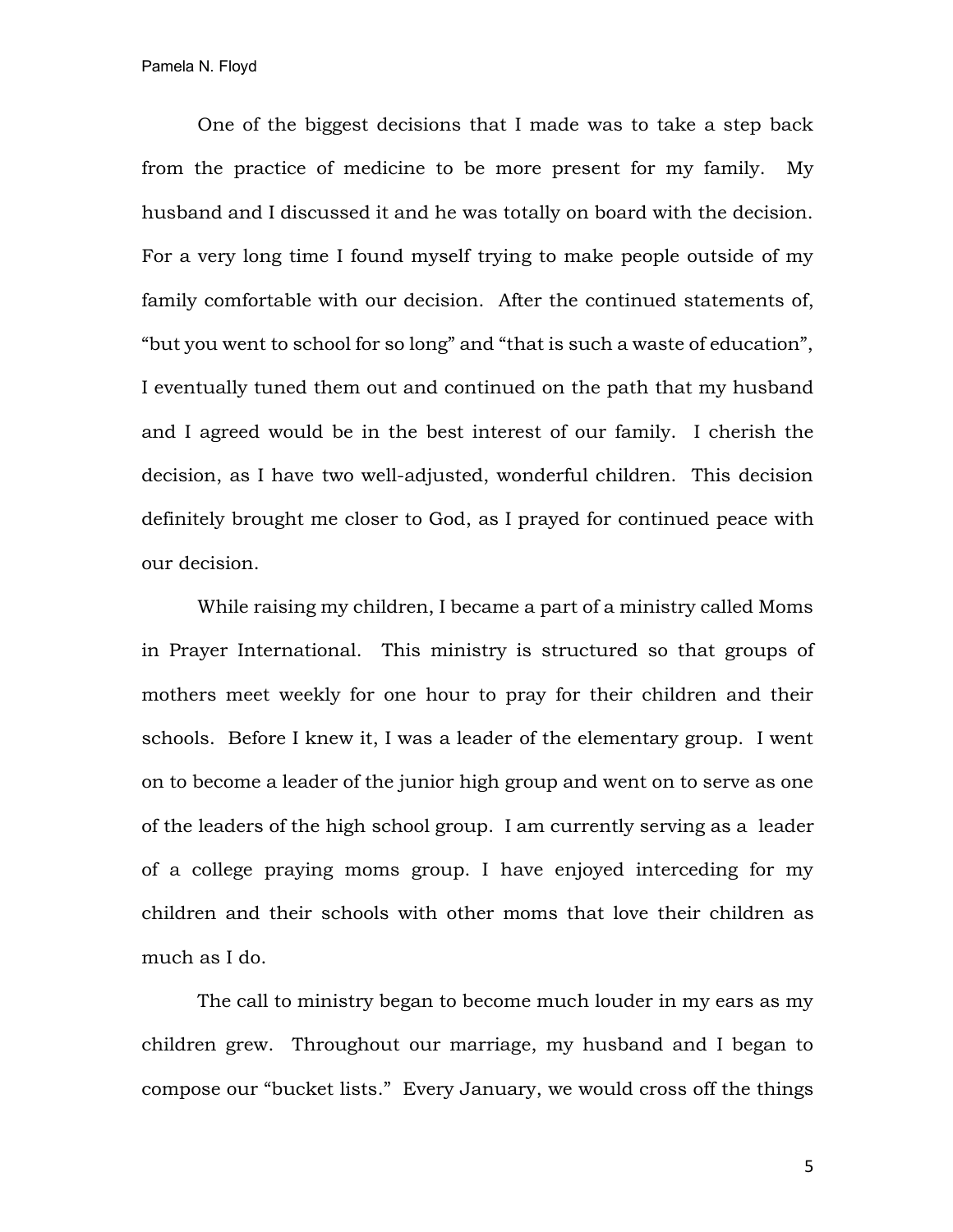One of the biggest decisions that I made was to take a step back from the practice of medicine to be more present for my family. My husband and I discussed it and he was totally on board with the decision. For a very long time I found myself trying to make people outside of my family comfortable with our decision. After the continued statements of, "but you went to school for so long" and "that is such a waste of education", I eventually tuned them out and continued on the path that my husband and I agreed would be in the best interest of our family. I cherish the decision, as I have two well-adjusted, wonderful children. This decision definitely brought me closer to God, as I prayed for continued peace with our decision.

While raising my children, I became a part of a ministry called Moms in Prayer International. This ministry is structured so that groups of mothers meet weekly for one hour to pray for their children and their schools. Before I knew it, I was a leader of the elementary group. I went on to become a leader of the junior high group and went on to serve as one of the leaders of the high school group. I am currently serving as a leader of a college praying moms group. I have enjoyed interceding for my children and their schools with other moms that love their children as much as I do.

The call to ministry began to become much louder in my ears as my children grew. Throughout our marriage, my husband and I began to compose our "bucket lists." Every January, we would cross off the things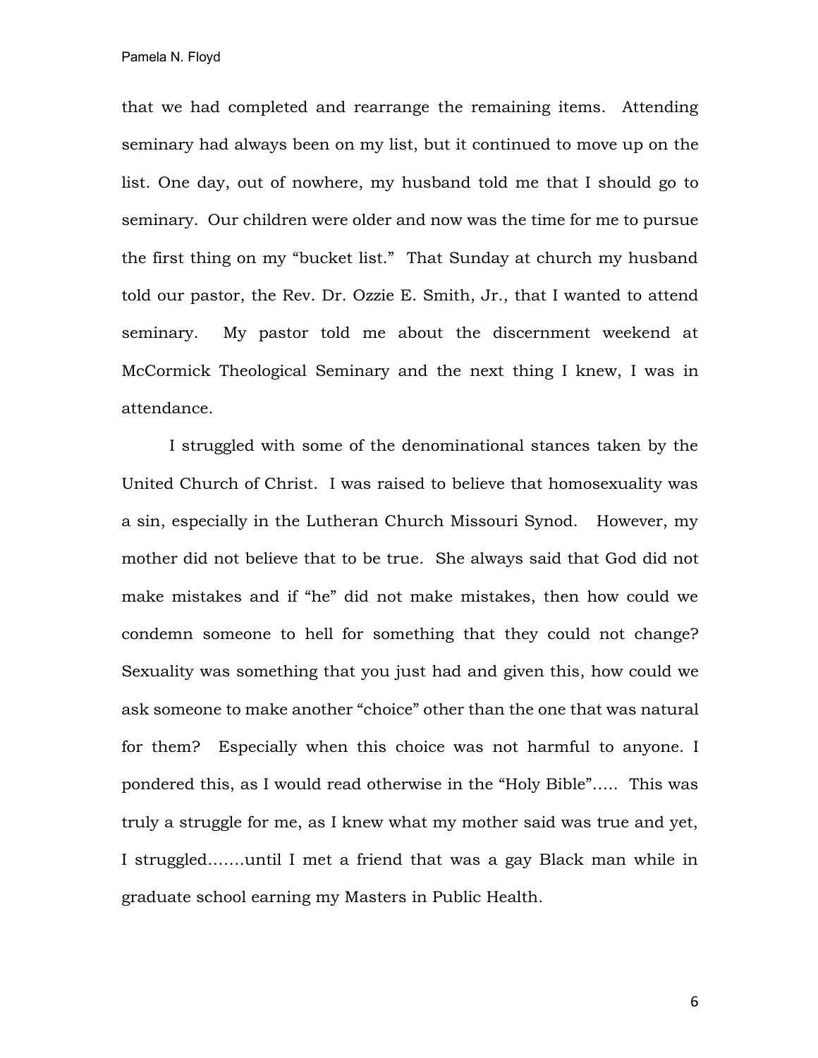that we had completed and rearrange the remaining items. Attending seminary had always been on my list, but it continued to move up on the list. One day, out of nowhere, my husband told me that I should go to seminary. Our children were older and now was the time for me to pursue the first thing on my "bucket list." That Sunday at church my husband told our pastor, the Rev. Dr. Ozzie E. Smith, Jr., that I wanted to attend seminary. My pastor told me about the discernment weekend at McCormick Theological Seminary and the next thing I knew, I was in attendance.

I struggled with some of the denominational stances taken by the United Church of Christ. I was raised to believe that homosexuality was a sin, especially in the Lutheran Church Missouri Synod. However, my mother did not believe that to be true. She always said that God did not make mistakes and if "he" did not make mistakes, then how could we condemn someone to hell for something that they could not change? Sexuality was something that you just had and given this, how could we ask someone to make another "choice" other than the one that was natural for them? Especially when this choice was not harmful to anyone. I pondered this, as I would read otherwise in the "Holy Bible"….. This was truly a struggle for me, as I knew what my mother said was true and yet, I struggled…….until I met a friend that was a gay Black man while in graduate school earning my Masters in Public Health.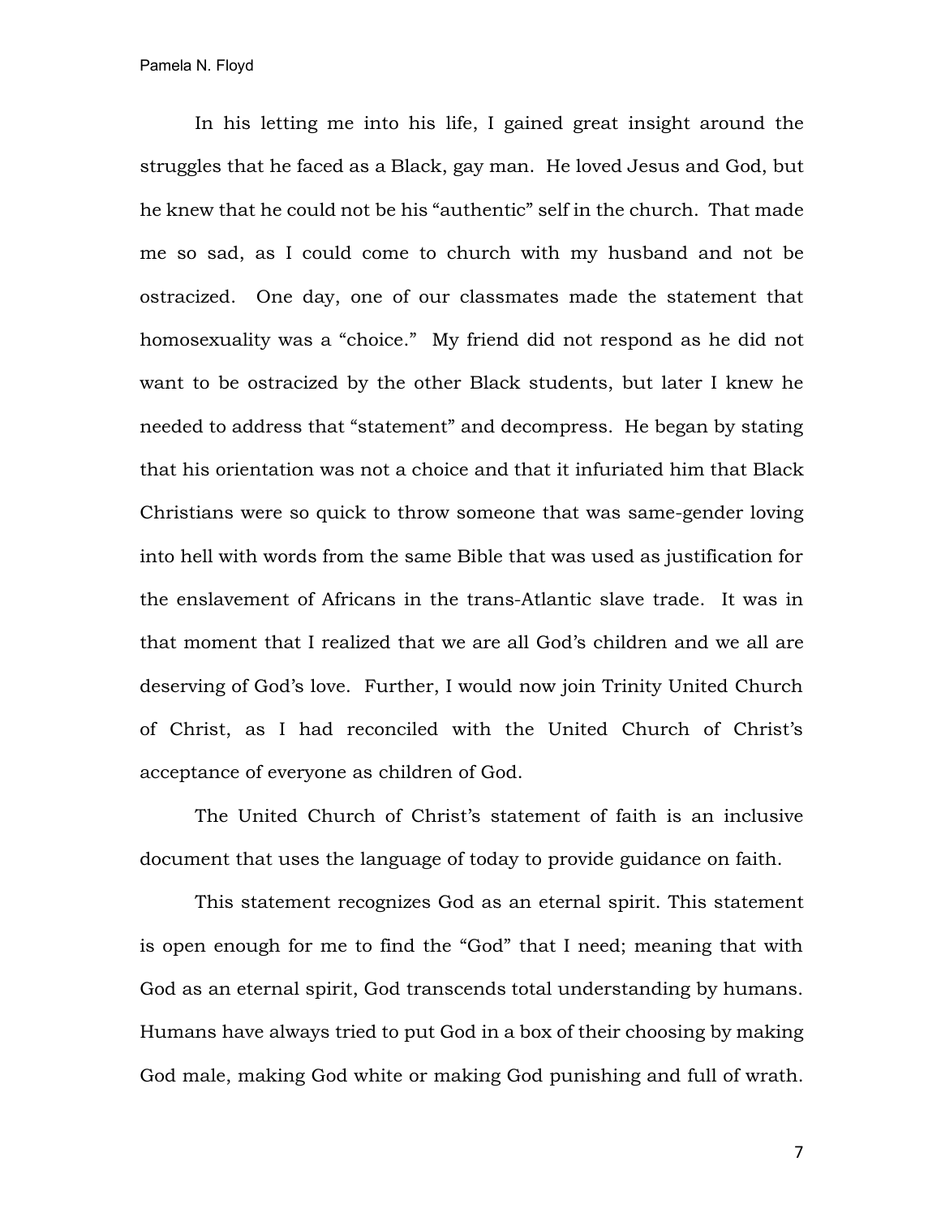In his letting me into his life, I gained great insight around the struggles that he faced as a Black, gay man. He loved Jesus and God, but he knew that he could not be his “authentic” self in the church. That made me so sad, as I could come to church with my husband and not be ostracized. One day, one of our classmates made the statement that homosexuality was a “choice.” My friend did not respond as he did not want to be ostracized by the other Black students, but later I knew he needed to address that “statement” and decompress. He began by stating that his orientation was not a choice and that it infuriated him that Black Christians were so quick to throw someone that was same-gender loving into hell with words from the same Bible that was used as justification for the enslavement of Africans in the trans-Atlantic slave trade. It was in that moment that I realized that we are all God’s children and we all are deserving of God’s love. Further, I would now join Trinity United Church of Christ, as I had reconciled with the United Church of Christ’s acceptance of everyone as children of God.

The United Church of Christ’s statement of faith is an inclusive document that uses the language of today to provide guidance on faith.

This statement recognizes God as an eternal spirit. This statement is open enough for me to find the “God” that I need; meaning that with God as an eternal spirit, God transcends total understanding by humans. Humans have always tried to put God in a box of their choosing by making God male, making God white or making God punishing and full of wrath.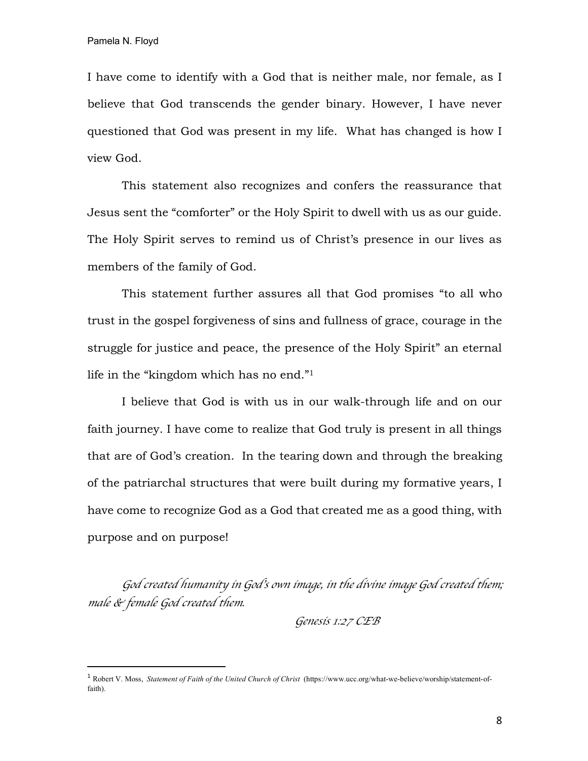I have come to identify with a God that is neither male, nor female, as I believe that God transcends the gender binary. However, I have never questioned that God was present in my life. What has changed is how I view God.

This statement also recognizes and confers the reassurance that Jesus sent the "comforter" or the Holy Spirit to dwell with us as our guide. The Holy Spirit serves to remind us of Christ's presence in our lives as members of the family of God.

This statement further assures all that God promises "to all who trust in the gospel forgiveness of sins and fullness of grace, courage in the struggle for justice and peace, the presence of the Holy Spirit" an eternal life in the "kingdom which has no end."[1]

I believe that God is with us in our walk-through life and on our faith journey. I have come to realize that God truly is present in all things that are of God's creation. In the tearing down and through the breaking of the patriarchal structures that were built during my formative years, I have come to recognize God as a God that created me as a good thing, with purpose and on purpose!

*God created humanity in God's own image, in the divine image God created them; male & female God created them.*

*Genesis 1:27 CEB*

---

[1] Robert V. Moss, *Statement of Faith of the United Church of Christ* (https://www.ucc.org/what-we-believe/worship/statement-of-faith).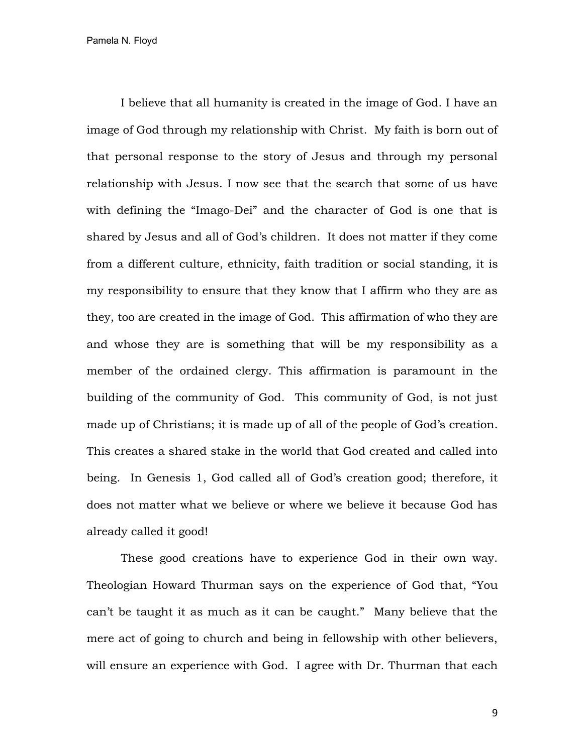I believe that all humanity is created in the image of God. I have an image of God through my relationship with Christ. My faith is born out of that personal response to the story of Jesus and through my personal relationship with Jesus. I now see that the search that some of us have with defining the "Imago-Dei" and the character of God is one that is shared by Jesus and all of God's children. It does not matter if they come from a different culture, ethnicity, faith tradition or social standing, it is my responsibility to ensure that they know that I affirm who they are as they, too are created in the image of God. This affirmation of who they are and whose they are is something that will be my responsibility as a member of the ordained clergy. This affirmation is paramount in the building of the community of God. This community of God, is not just made up of Christians; it is made up of all of the people of God's creation. This creates a shared stake in the world that God created and called into being. In Genesis 1, God called all of God's creation good; therefore, it does not matter what we believe or where we believe it because God has already called it good!

These good creations have to experience God in their own way. Theologian Howard Thurman says on the experience of God that, "You can't be taught it as much as it can be caught." Many believe that the mere act of going to church and being in fellowship with other believers, will ensure an experience with God. I agree with Dr. Thurman that each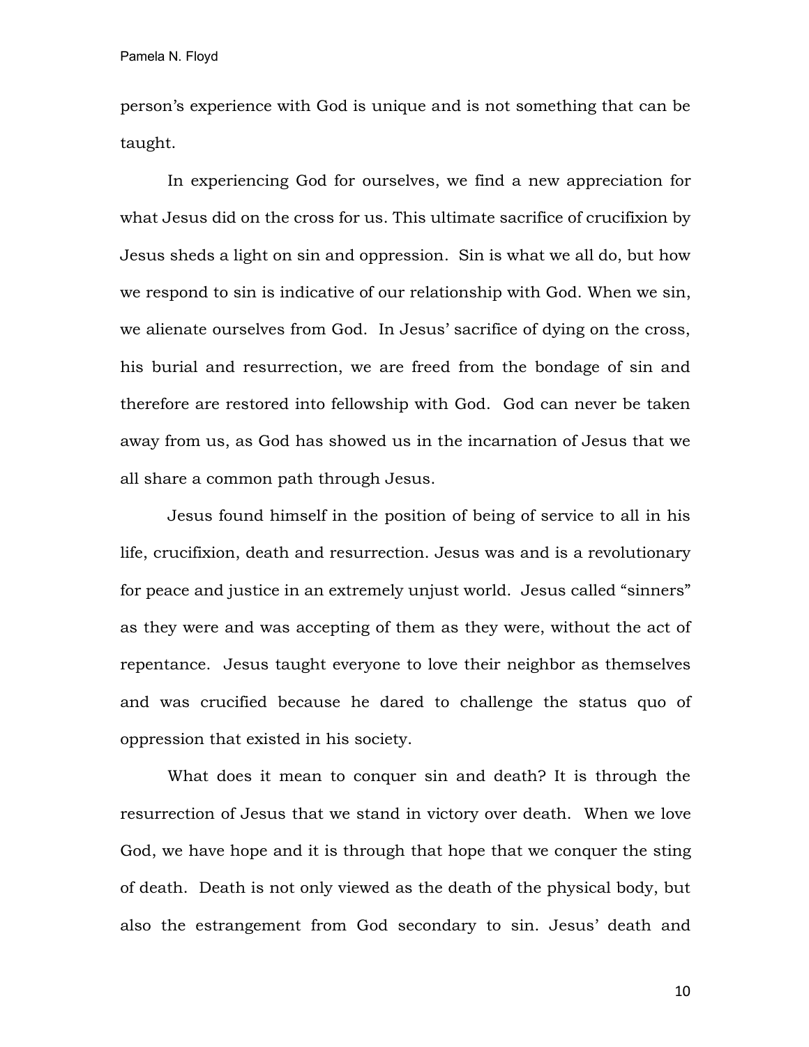person’s experience with God is unique and is not something that can be taught.

In experiencing God for ourselves, we find a new appreciation for what Jesus did on the cross for us. This ultimate sacrifice of crucifixion by Jesus sheds a light on sin and oppression. Sin is what we all do, but how we respond to sin is indicative of our relationship with God. When we sin, we alienate ourselves from God. In Jesus’ sacrifice of dying on the cross, his burial and resurrection, we are freed from the bondage of sin and therefore are restored into fellowship with God. God can never be taken away from us, as God has showed us in the incarnation of Jesus that we all share a common path through Jesus.

Jesus found himself in the position of being of service to all in his life, crucifixion, death and resurrection. Jesus was and is a revolutionary for peace and justice in an extremely unjust world. Jesus called “sinners” as they were and was accepting of them as they were, without the act of repentance. Jesus taught everyone to love their neighbor as themselves and was crucified because he dared to challenge the status quo of oppression that existed in his society.

What does it mean to conquer sin and death? It is through the resurrection of Jesus that we stand in victory over death. When we love God, we have hope and it is through that hope that we conquer the sting of death. Death is not only viewed as the death of the physical body, but also the estrangement from God secondary to sin. Jesus’ death and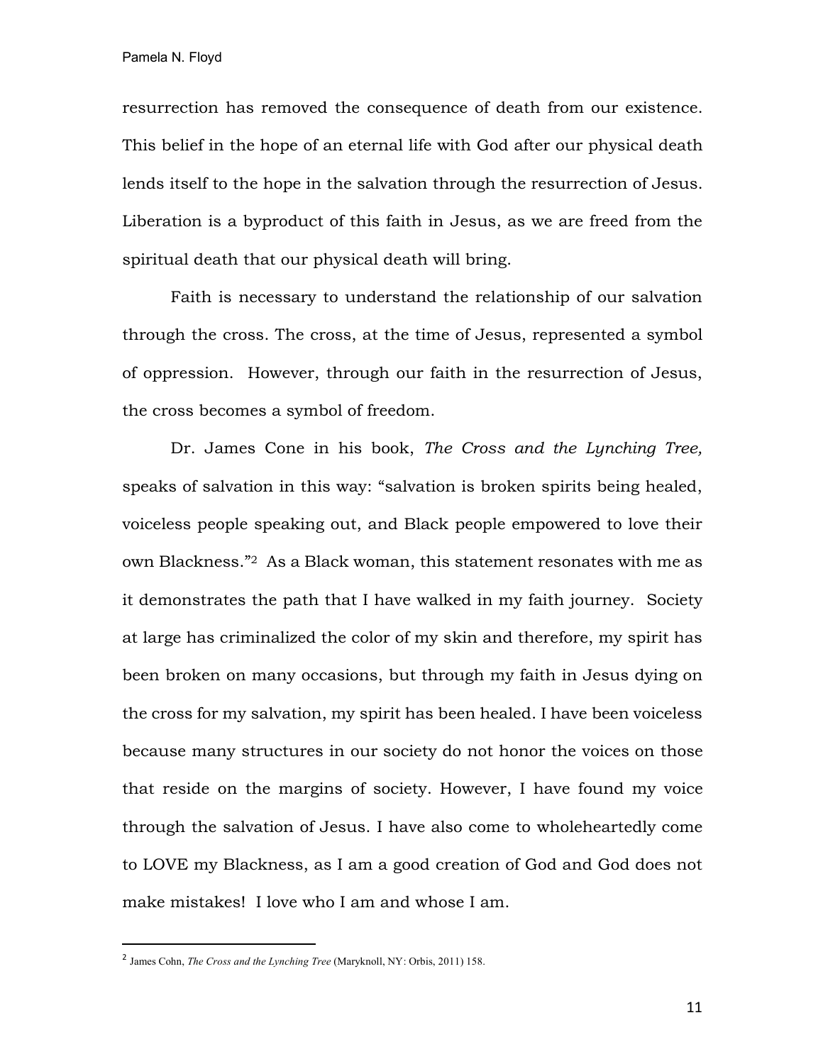resurrection has removed the consequence of death from our existence. This belief in the hope of an eternal life with God after our physical death lends itself to the hope in the salvation through the resurrection of Jesus. Liberation is a byproduct of this faith in Jesus, as we are freed from the spiritual death that our physical death will bring.

Faith is necessary to understand the relationship of our salvation through the cross. The cross, at the time of Jesus, represented a symbol of oppression. However, through our faith in the resurrection of Jesus, the cross becomes a symbol of freedom.

Dr. James Cone in his book, *The Cross and the Lynching Tree,* speaks of salvation in this way: "salvation is broken spirits being healed, voiceless people speaking out, and Black people empowered to love their own Blackness."[2] As a Black woman, this statement resonates with me as it demonstrates the path that I have walked in my faith journey. Society at large has criminalized the color of my skin and therefore, my spirit has been broken on many occasions, but through my faith in Jesus dying on the cross for my salvation, my spirit has been healed. I have been voiceless because many structures in our society do not honor the voices on those that reside on the margins of society. However, I have found my voice through the salvation of Jesus. I have also come to wholeheartedly come to LOVE my Blackness, as I am a good creation of God and God does not make mistakes! I love who I am and whose I am.

---

[2] James Cohn, *The Cross and the Lynching Tree* (Maryknoll, NY: Orbis, 2011) 158.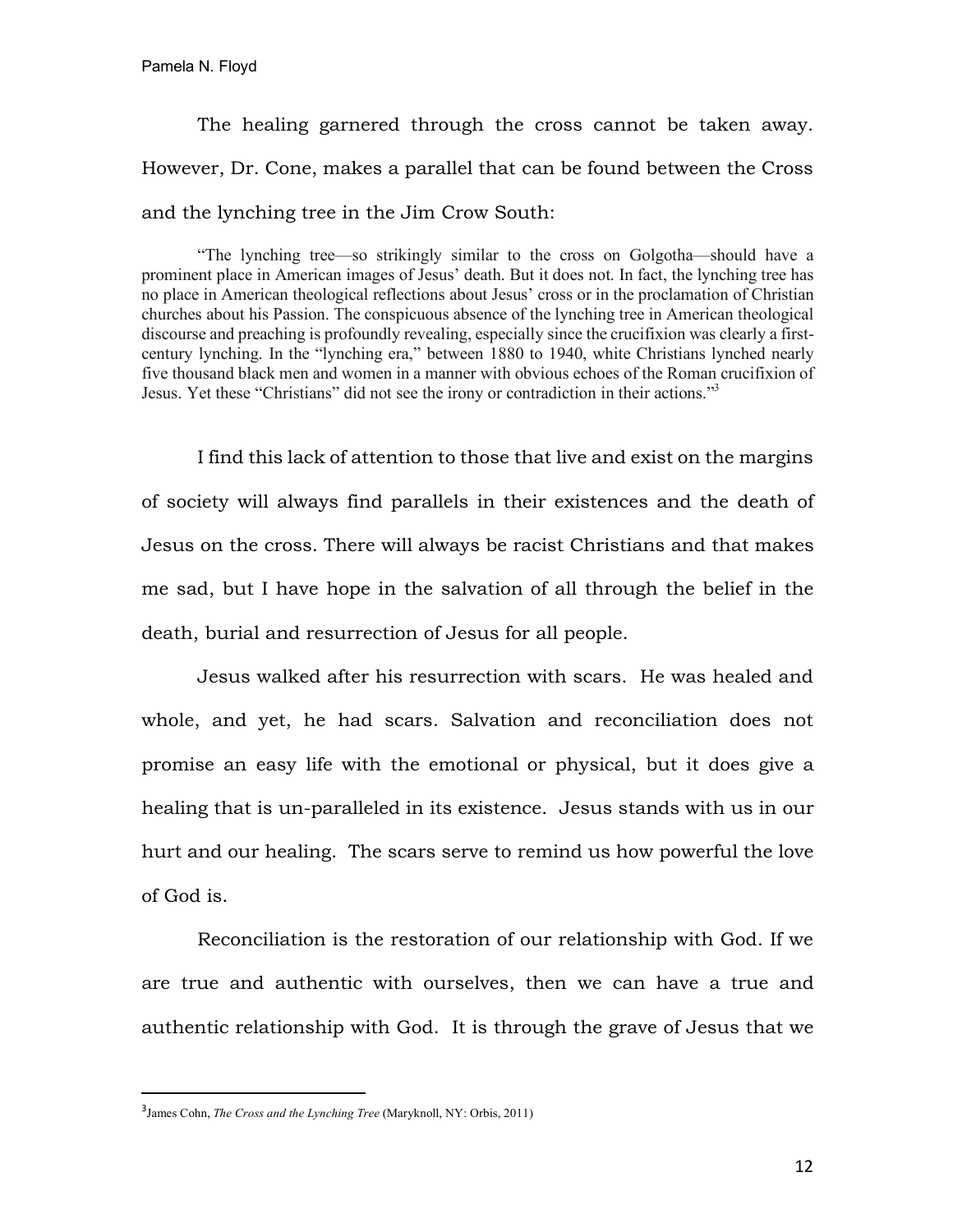The healing garnered through the cross cannot be taken away. However, Dr. Cone, makes a parallel that can be found between the Cross and the lynching tree in the Jim Crow South:

> "The lynching tree—so strikingly similar to the cross on Golgotha—should have a prominent place in American images of Jesus' death. But it does not. In fact, the lynching tree has no place in American theological reflections about Jesus' cross or in the proclamation of Christian churches about his Passion. The conspicuous absence of the lynching tree in American theological discourse and preaching is profoundly revealing, especially since the crucifixion was clearly a first-century lynching. In the "lynching era," between 1880 to 1940, white Christians lynched nearly five thousand black men and women in a manner with obvious echoes of the Roman crucifixion of Jesus. Yet these "Christians" did not see the irony or contradiction in their actions."[3]

I find this lack of attention to those that live and exist on the margins of society will always find parallels in their existences and the death of Jesus on the cross. There will always be racist Christians and that makes me sad, but I have hope in the salvation of all through the belief in the death, burial and resurrection of Jesus for all people.

Jesus walked after his resurrection with scars. He was healed and whole, and yet, he had scars. Salvation and reconciliation does not promise an easy life with the emotional or physical, but it does give a healing that is un-paralleled in its existence. Jesus stands with us in our hurt and our healing. The scars serve to remind us how powerful the love of God is.

Reconciliation is the restoration of our relationship with God. If we are true and authentic with ourselves, then we can have a true and authentic relationship with God. It is through the grave of Jesus that we

---

[3] James Cohn, *The Cross and the Lynching Tree* (Maryknoll, NY: Orbis, 2011)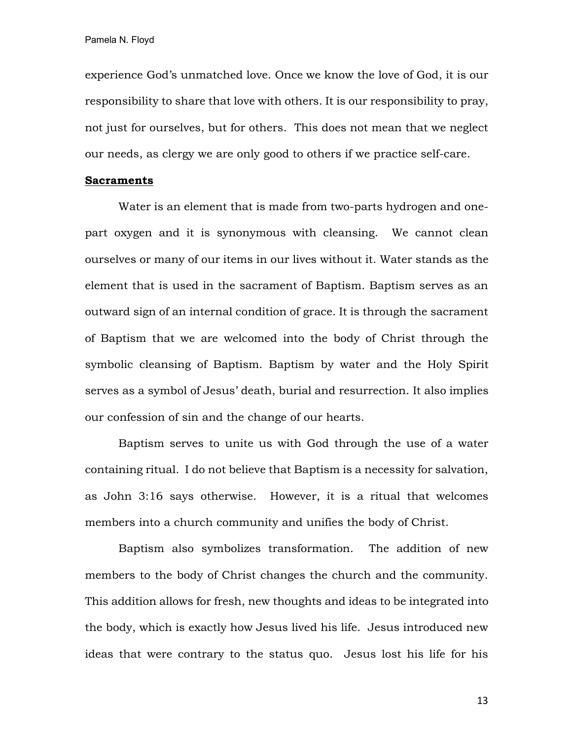experience God's unmatched love. Once we know the love of God, it is our responsibility to share that love with others. It is our responsibility to pray, not just for ourselves, but for others. This does not mean that we neglect our needs, as clergy we are only good to others if we practice self-care.

**Sacraments**

Water is an element that is made from two-parts hydrogen and one-part oxygen and it is synonymous with cleansing. We cannot clean ourselves or many of our items in our lives without it. Water stands as the element that is used in the sacrament of Baptism. Baptism serves as an outward sign of an internal condition of grace. It is through the sacrament of Baptism that we are welcomed into the body of Christ through the symbolic cleansing of Baptism. Baptism by water and the Holy Spirit serves as a symbol of Jesus' death, burial and resurrection. It also implies our confession of sin and the change of our hearts.

Baptism serves to unite us with God through the use of a water containing ritual. I do not believe that Baptism is a necessity for salvation, as John 3:16 says otherwise. However, it is a ritual that welcomes members into a church community and unifies the body of Christ.

Baptism also symbolizes transformation. The addition of new members to the body of Christ changes the church and the community. This addition allows for fresh, new thoughts and ideas to be integrated into the body, which is exactly how Jesus lived his life. Jesus introduced new ideas that were contrary to the status quo. Jesus lost his life for his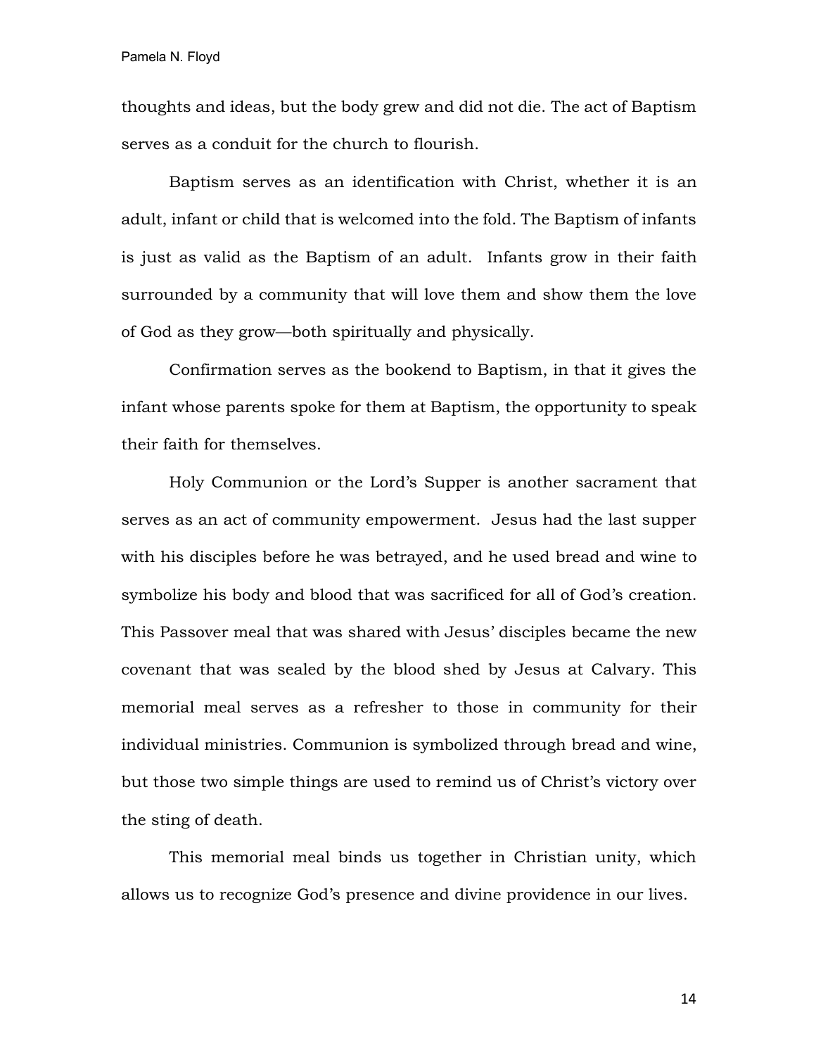thoughts and ideas, but the body grew and did not die. The act of Baptism serves as a conduit for the church to flourish.

Baptism serves as an identification with Christ, whether it is an adult, infant or child that is welcomed into the fold. The Baptism of infants is just as valid as the Baptism of an adult. Infants grow in their faith surrounded by a community that will love them and show them the love of God as they grow—both spiritually and physically.

Confirmation serves as the bookend to Baptism, in that it gives the infant whose parents spoke for them at Baptism, the opportunity to speak their faith for themselves.

Holy Communion or the Lord's Supper is another sacrament that serves as an act of community empowerment. Jesus had the last supper with his disciples before he was betrayed, and he used bread and wine to symbolize his body and blood that was sacrificed for all of God's creation. This Passover meal that was shared with Jesus' disciples became the new covenant that was sealed by the blood shed by Jesus at Calvary. This memorial meal serves as a refresher to those in community for their individual ministries. Communion is symbolized through bread and wine, but those two simple things are used to remind us of Christ's victory over the sting of death.

This memorial meal binds us together in Christian unity, which allows us to recognize God's presence and divine providence in our lives.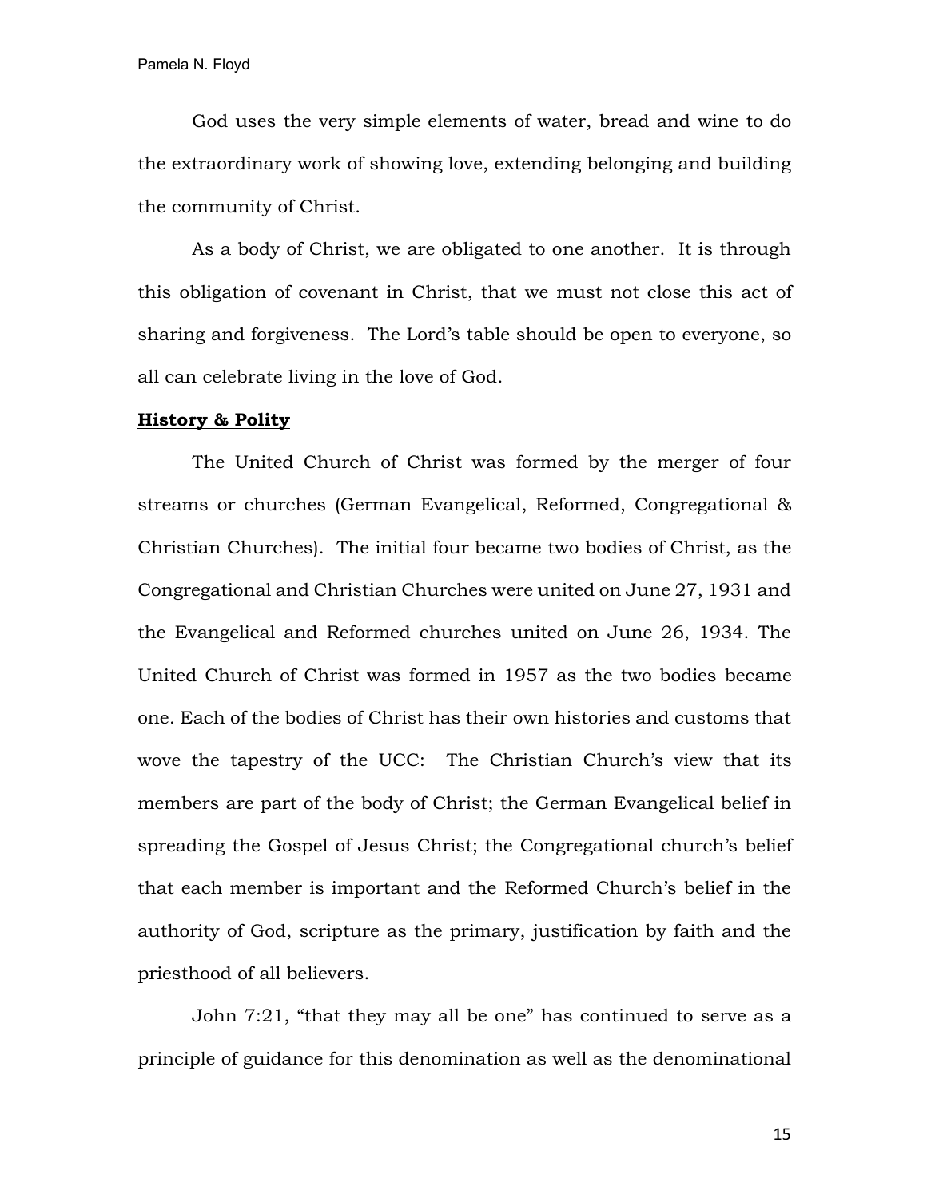God uses the very simple elements of water, bread and wine to do the extraordinary work of showing love, extending belonging and building the community of Christ.

As a body of Christ, we are obligated to one another. It is through this obligation of covenant in Christ, that we must not close this act of sharing and forgiveness. The Lord's table should be open to everyone, so all can celebrate living in the love of God.

**History & Polity**

The United Church of Christ was formed by the merger of four streams or churches (German Evangelical, Reformed, Congregational & Christian Churches). The initial four became two bodies of Christ, as the Congregational and Christian Churches were united on June 27, 1931 and the Evangelical and Reformed churches united on June 26, 1934. The United Church of Christ was formed in 1957 as the two bodies became one. Each of the bodies of Christ has their own histories and customs that wove the tapestry of the UCC: The Christian Church's view that its members are part of the body of Christ; the German Evangelical belief in spreading the Gospel of Jesus Christ; the Congregational church's belief that each member is important and the Reformed Church's belief in the authority of God, scripture as the primary, justification by faith and the priesthood of all believers.

John 7:21, "that they may all be one" has continued to serve as a principle of guidance for this denomination as well as the denominational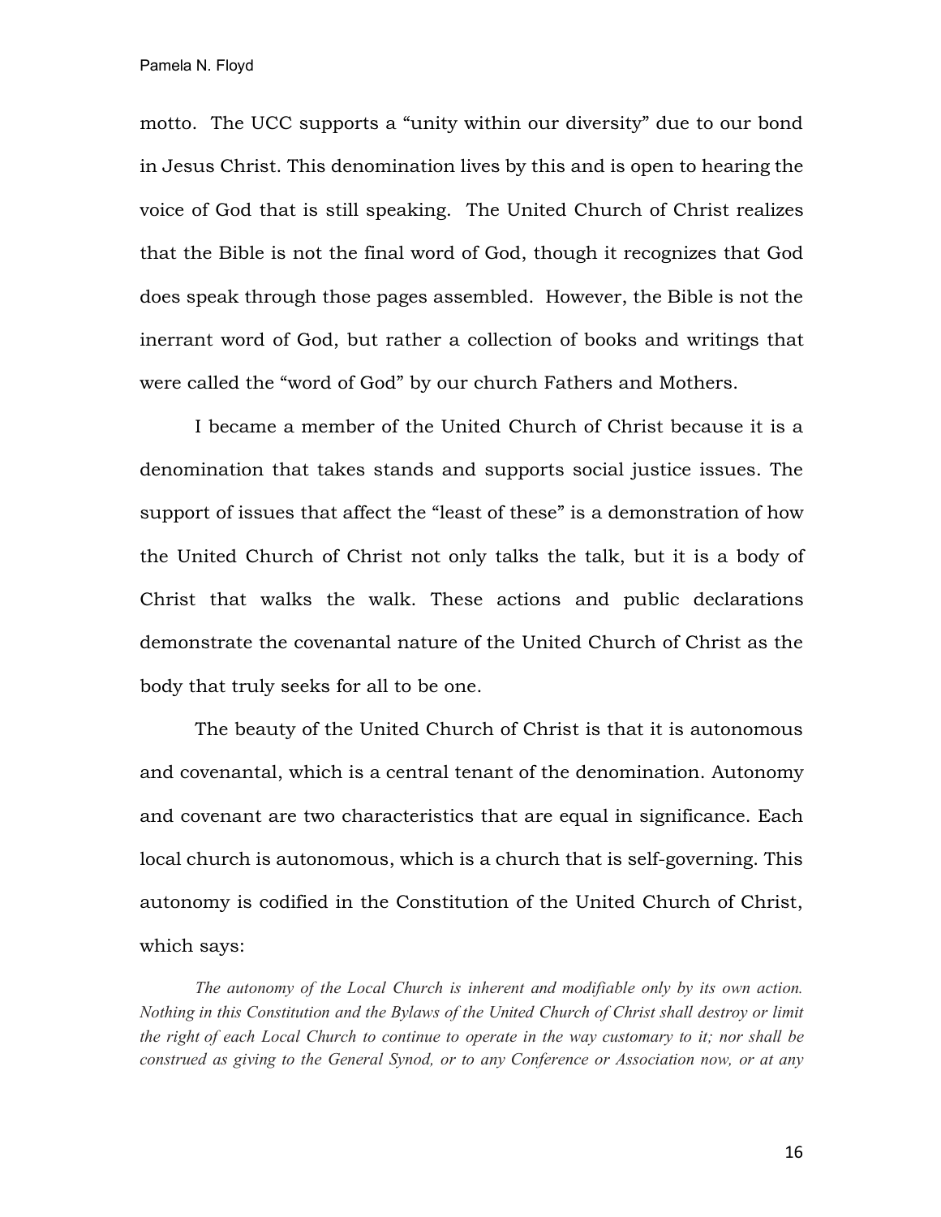motto. The UCC supports a “unity within our diversity” due to our bond in Jesus Christ. This denomination lives by this and is open to hearing the voice of God that is still speaking. The United Church of Christ realizes that the Bible is not the final word of God, though it recognizes that God does speak through those pages assembled. However, the Bible is not the inerrant word of God, but rather a collection of books and writings that were called the “word of God” by our church Fathers and Mothers.

I became a member of the United Church of Christ because it is a denomination that takes stands and supports social justice issues. The support of issues that affect the “least of these” is a demonstration of how the United Church of Christ not only talks the talk, but it is a body of Christ that walks the walk. These actions and public declarations demonstrate the covenantal nature of the United Church of Christ as the body that truly seeks for all to be one.

The beauty of the United Church of Christ is that it is autonomous and covenantal, which is a central tenant of the denomination. Autonomy and covenant are two characteristics that are equal in significance. Each local church is autonomous, which is a church that is self-governing. This autonomy is codified in the Constitution of the United Church of Christ, which says:

> *The autonomy of the Local Church is inherent and modifiable only by its own action. Nothing in this Constitution and the Bylaws of the United Church of Christ shall destroy or limit the right of each Local Church to continue to operate in the way customary to it; nor shall be construed as giving to the General Synod, or to any Conference or Association now, or at any*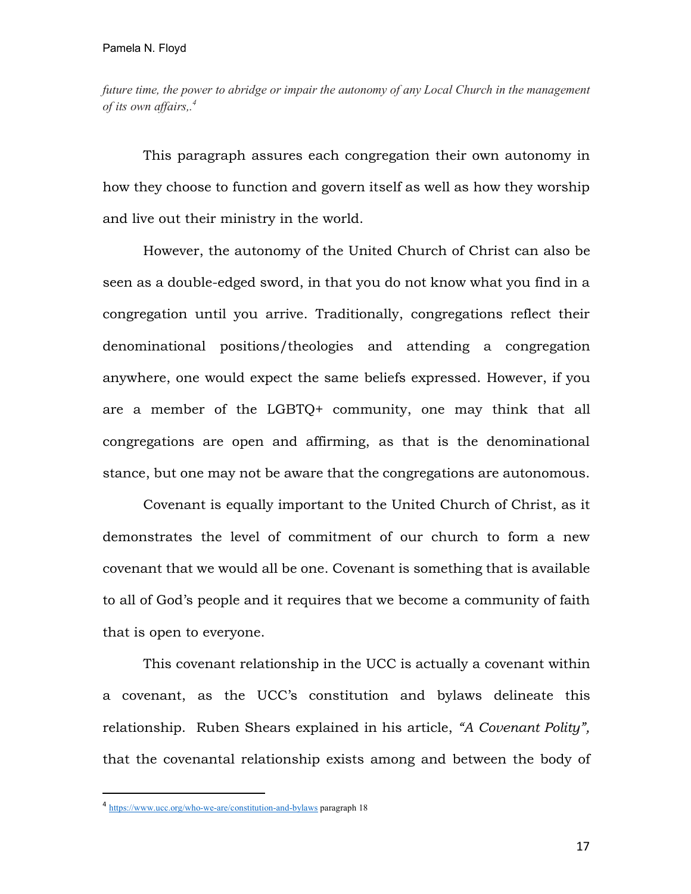*future time, the power to abridge or impair the autonomy of any Local Church in the management of its own affairs,.*[4]

This paragraph assures each congregation their own autonomy in how they choose to function and govern itself as well as how they worship and live out their ministry in the world.

However, the autonomy of the United Church of Christ can also be seen as a double-edged sword, in that you do not know what you find in a congregation until you arrive. Traditionally, congregations reflect their denominational positions/theologies and attending a congregation anywhere, one would expect the same beliefs expressed. However, if you are a member of the LGBTQ+ community, one may think that all congregations are open and affirming, as that is the denominational stance, but one may not be aware that the congregations are autonomous.

Covenant is equally important to the United Church of Christ, as it demonstrates the level of commitment of our church to form a new covenant that we would all be one. Covenant is something that is available to all of God's people and it requires that we become a community of faith that is open to everyone.

This covenant relationship in the UCC is actually a covenant within a covenant, as the UCC's constitution and bylaws delineate this relationship. Ruben Shears explained in his article, *"A Covenant Polity",* that the covenantal relationship exists among and between the body of

---

[4] https://www.ucc.org/who-we-are/constitution-and-bylaws paragraph 18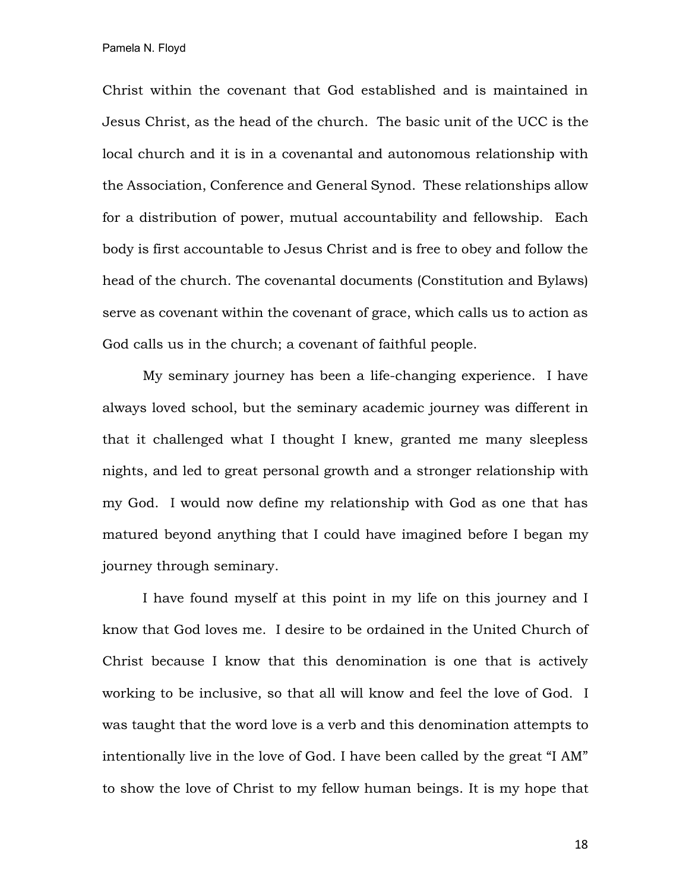Christ within the covenant that God established and is maintained in Jesus Christ, as the head of the church. The basic unit of the UCC is the local church and it is in a covenantal and autonomous relationship with the Association, Conference and General Synod. These relationships allow for a distribution of power, mutual accountability and fellowship. Each body is first accountable to Jesus Christ and is free to obey and follow the head of the church. The covenantal documents (Constitution and Bylaws) serve as covenant within the covenant of grace, which calls us to action as God calls us in the church; a covenant of faithful people.

My seminary journey has been a life-changing experience. I have always loved school, but the seminary academic journey was different in that it challenged what I thought I knew, granted me many sleepless nights, and led to great personal growth and a stronger relationship with my God. I would now define my relationship with God as one that has matured beyond anything that I could have imagined before I began my journey through seminary.

I have found myself at this point in my life on this journey and I know that God loves me. I desire to be ordained in the United Church of Christ because I know that this denomination is one that is actively working to be inclusive, so that all will know and feel the love of God. I was taught that the word love is a verb and this denomination attempts to intentionally live in the love of God. I have been called by the great "I AM" to show the love of Christ to my fellow human beings. It is my hope that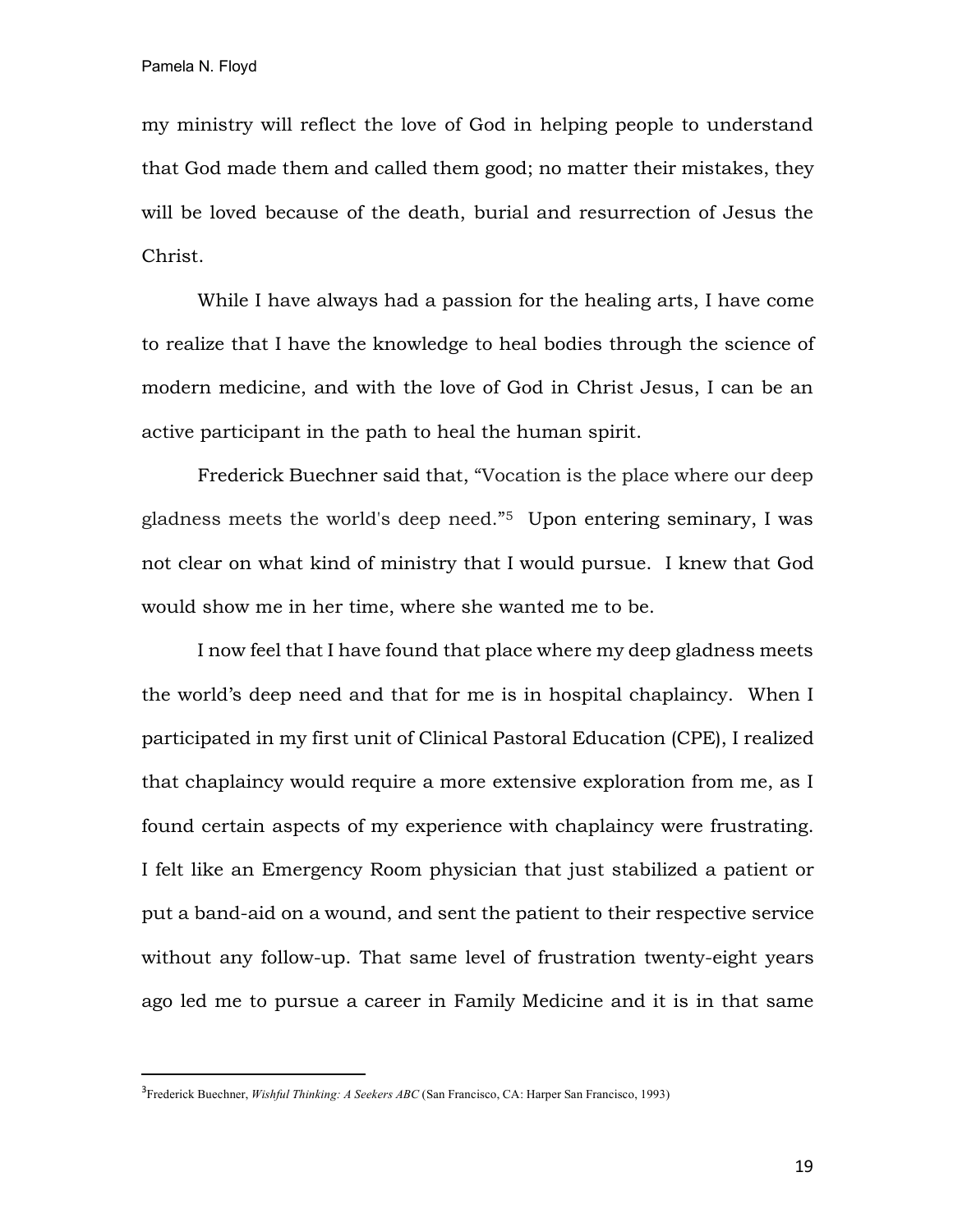my ministry will reflect the love of God in helping people to understand that God made them and called them good; no matter their mistakes, they will be loved because of the death, burial and resurrection of Jesus the Christ.

While I have always had a passion for the healing arts, I have come to realize that I have the knowledge to heal bodies through the science of modern medicine, and with the love of God in Christ Jesus, I can be an active participant in the path to heal the human spirit.

Frederick Buechner said that, "Vocation is the place where our deep gladness meets the world's deep need."[5] Upon entering seminary, I was not clear on what kind of ministry that I would pursue. I knew that God would show me in her time, where she wanted me to be.

I now feel that I have found that place where my deep gladness meets the world's deep need and that for me is in hospital chaplaincy. When I participated in my first unit of Clinical Pastoral Education (CPE), I realized that chaplaincy would require a more extensive exploration from me, as I found certain aspects of my experience with chaplaincy were frustrating. I felt like an Emergency Room physician that just stabilized a patient or put a band-aid on a wound, and sent the patient to their respective service without any follow-up. That same level of frustration twenty-eight years ago led me to pursue a career in Family Medicine and it is in that same

---

[3]Frederick Buechner, *Wishful Thinking: A Seekers ABC* (San Francisco, CA: Harper San Francisco, 1993)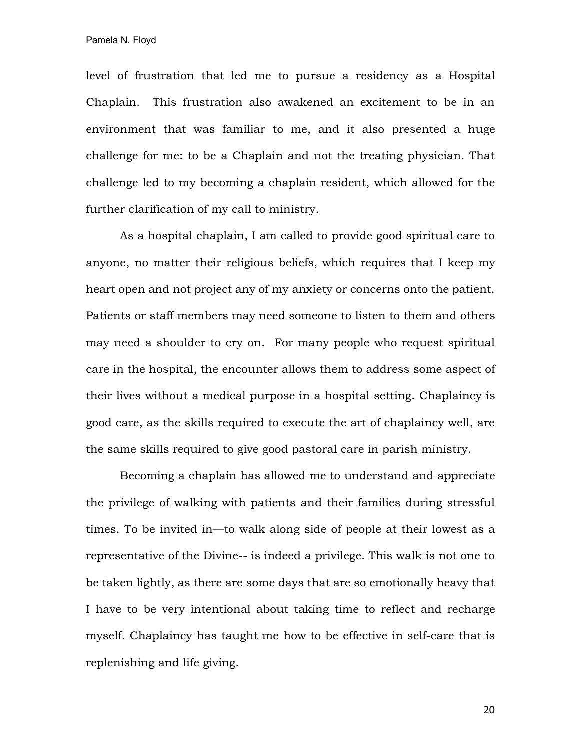level of frustration that led me to pursue a residency as a Hospital Chaplain. This frustration also awakened an excitement to be in an environment that was familiar to me, and it also presented a huge challenge for me: to be a Chaplain and not the treating physician. That challenge led to my becoming a chaplain resident, which allowed for the further clarification of my call to ministry.

As a hospital chaplain, I am called to provide good spiritual care to anyone, no matter their religious beliefs, which requires that I keep my heart open and not project any of my anxiety or concerns onto the patient. Patients or staff members may need someone to listen to them and others may need a shoulder to cry on. For many people who request spiritual care in the hospital, the encounter allows them to address some aspect of their lives without a medical purpose in a hospital setting. Chaplaincy is good care, as the skills required to execute the art of chaplaincy well, are the same skills required to give good pastoral care in parish ministry.

Becoming a chaplain has allowed me to understand and appreciate the privilege of walking with patients and their families during stressful times. To be invited in—to walk along side of people at their lowest as a representative of the Divine-- is indeed a privilege. This walk is not one to be taken lightly, as there are some days that are so emotionally heavy that I have to be very intentional about taking time to reflect and recharge myself. Chaplaincy has taught me how to be effective in self-care that is replenishing and life giving.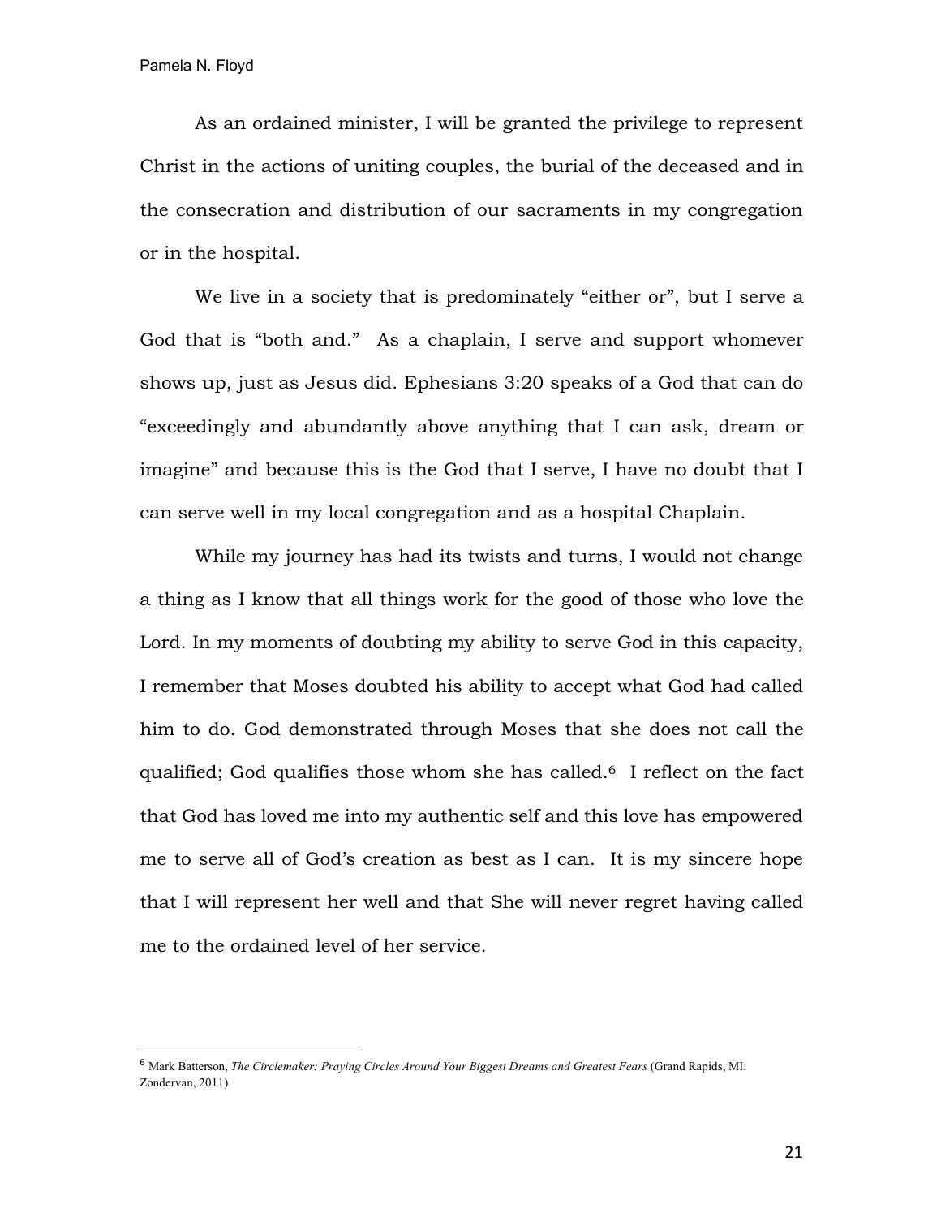As an ordained minister, I will be granted the privilege to represent Christ in the actions of uniting couples, the burial of the deceased and in the consecration and distribution of our sacraments in my congregation or in the hospital.

We live in a society that is predominately "either or", but I serve a God that is "both and." As a chaplain, I serve and support whomever shows up, just as Jesus did. Ephesians 3:20 speaks of a God that can do "exceedingly and abundantly above anything that I can ask, dream or imagine" and because this is the God that I serve, I have no doubt that I can serve well in my local congregation and as a hospital Chaplain.

While my journey has had its twists and turns, I would not change a thing as I know that all things work for the good of those who love the Lord. In my moments of doubting my ability to serve God in this capacity, I remember that Moses doubted his ability to accept what God had called him to do. God demonstrated through Moses that she does not call the qualified; God qualifies those whom she has called.[6] I reflect on the fact that God has loved me into my authentic self and this love has empowered me to serve all of God's creation as best as I can. It is my sincere hope that I will represent her well and that She will never regret having called me to the ordained level of her service.

---

[6] Mark Batterson, *The Circlemaker: Praying Circles Around Your Biggest Dreams and Greatest Fears* (Grand Rapids, MI: Zondervan, 2011)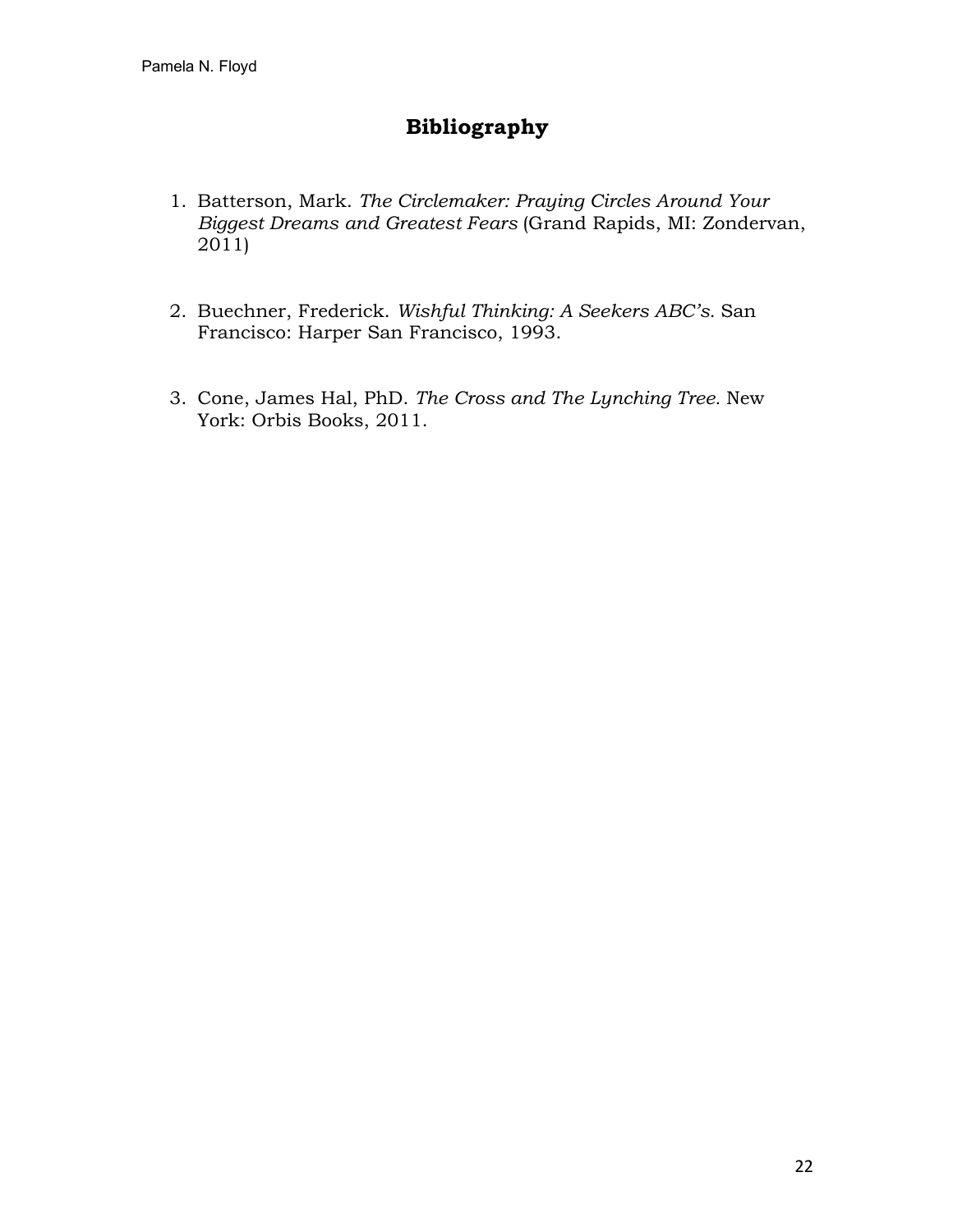# Bibliography

1. Batterson, Mark. *The Circlemaker: Praying Circles Around Your Biggest Dreams and Greatest Fears* (Grand Rapids, MI: Zondervan, 2011)

2. Buechner, Frederick. *Wishful Thinking: A Seekers ABC's.* San Francisco: Harper San Francisco, 1993.

3. Cone, James Hal, PhD. *The Cross and The Lynching Tree.* New York: Orbis Books, 2011.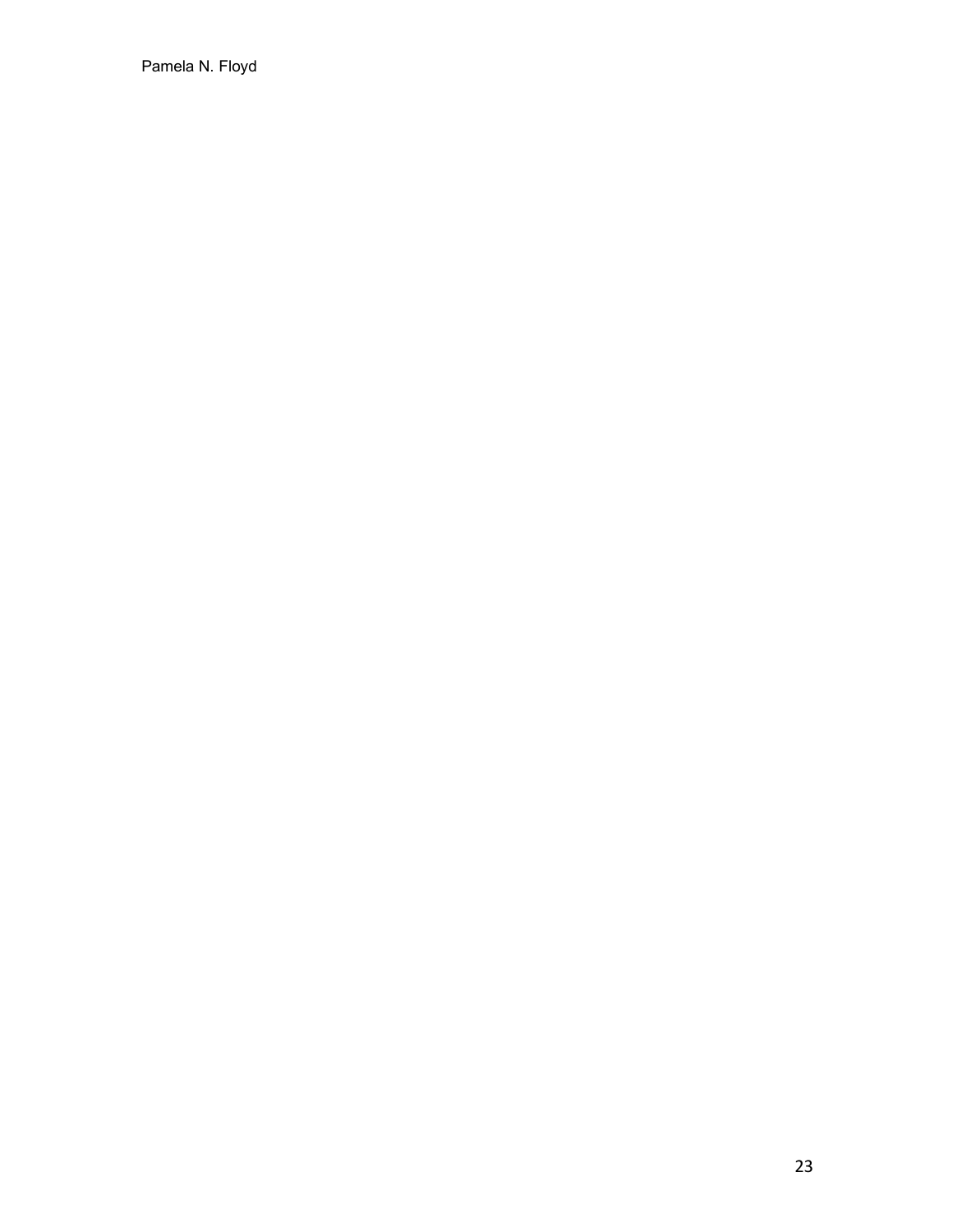Pamela N. Floyd